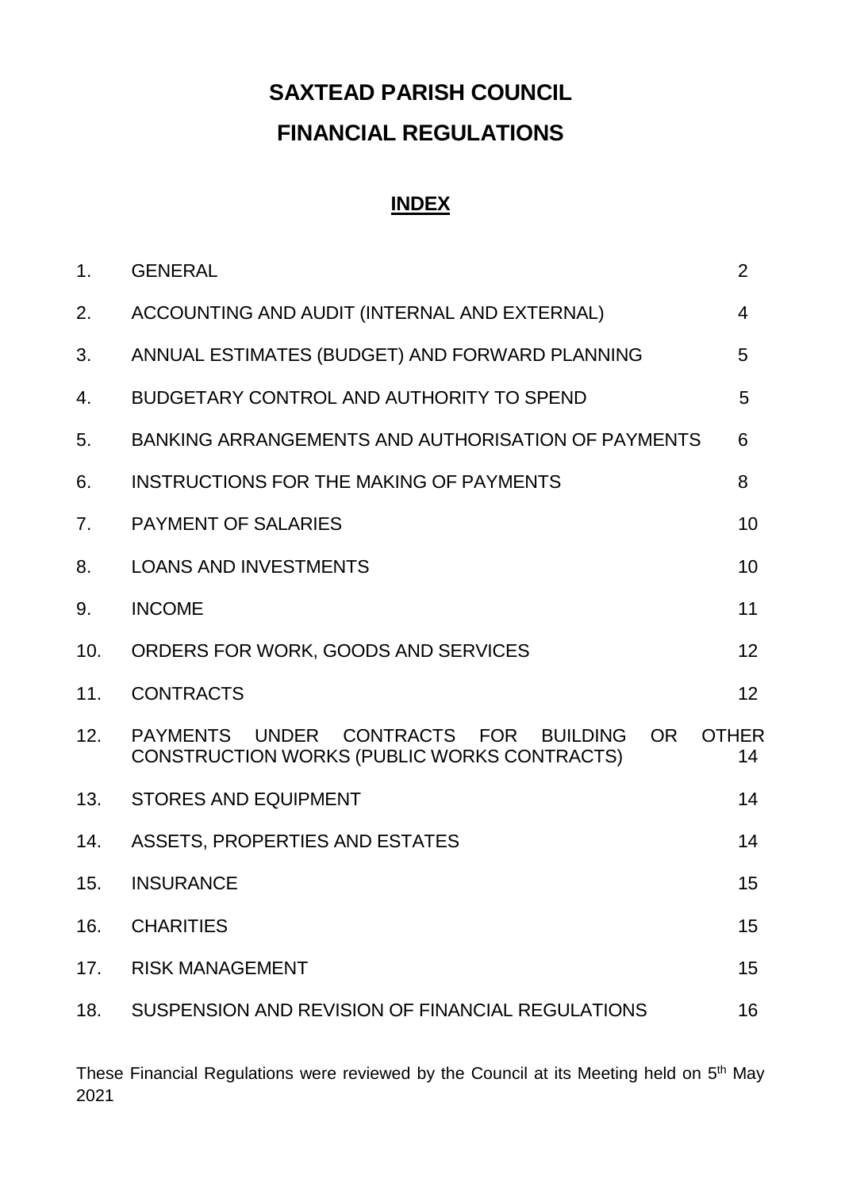# SAXTEAD PARISH COUNCIL
# FINANCIAL REGULATIONS

## INDEX

| | | |
|---|---|---|
| 1. | GENERAL | 2 |
| 2. | ACCOUNTING AND AUDIT (INTERNAL AND EXTERNAL) | 4 |
| 3. | ANNUAL ESTIMATES (BUDGET) AND FORWARD PLANNING | 5 |
| 4. | BUDGETARY CONTROL AND AUTHORITY TO SPEND | 5 |
| 5. | BANKING ARRANGEMENTS AND AUTHORISATION OF PAYMENTS | 6 |
| 6. | INSTRUCTIONS FOR THE MAKING OF PAYMENTS | 8 |
| 7. | PAYMENT OF SALARIES | 10 |
| 8. | LOANS AND INVESTMENTS | 10 |
| 9. | INCOME | 11 |
| 10. | ORDERS FOR WORK, GOODS AND SERVICES | 12 |
| 11. | CONTRACTS | 12 |
| 12. | PAYMENTS UNDER CONTRACTS FOR BUILDING OR OTHER CONSTRUCTION WORKS (PUBLIC WORKS CONTRACTS) | 14 |
| 13. | STORES AND EQUIPMENT | 14 |
| 14. | ASSETS, PROPERTIES AND ESTATES | 14 |
| 15. | INSURANCE | 15 |
| 16. | CHARITIES | 15 |
| 17. | RISK MANAGEMENT | 15 |
| 18. | SUSPENSION AND REVISION OF FINANCIAL REGULATIONS | 16 |

These Financial Regulations were reviewed by the Council at its Meeting held on 5th May 2021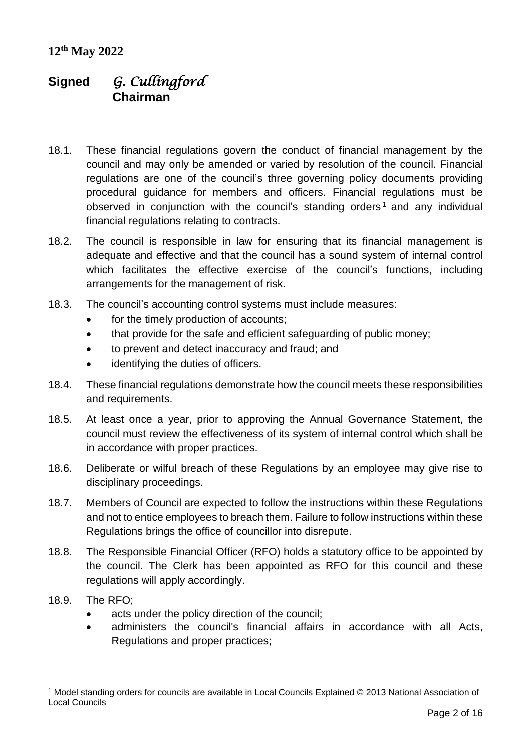**12th May 2022**

**Signed** *G. Cullingford*
**Chairman**

18.1. These financial regulations govern the conduct of financial management by the council and may only be amended or varied by resolution of the council. Financial regulations are one of the council's three governing policy documents providing procedural guidance for members and officers. Financial regulations must be observed in conjunction with the council's standing orders[1] and any individual financial regulations relating to contracts.

18.2. The council is responsible in law for ensuring that its financial management is adequate and effective and that the council has a sound system of internal control which facilitates the effective exercise of the council's functions, including arrangements for the management of risk.

18.3. The council's accounting control systems must include measures:

- for the timely production of accounts;
- that provide for the safe and efficient safeguarding of public money;
- to prevent and detect inaccuracy and fraud; and
- identifying the duties of officers.

18.4. These financial regulations demonstrate how the council meets these responsibilities and requirements.

18.5. At least once a year, prior to approving the Annual Governance Statement, the council must review the effectiveness of its system of internal control which shall be in accordance with proper practices.

18.6. Deliberate or wilful breach of these Regulations by an employee may give rise to disciplinary proceedings.

18.7. Members of Council are expected to follow the instructions within these Regulations and not to entice employees to breach them. Failure to follow instructions within these Regulations brings the office of councillor into disrepute.

18.8. The Responsible Financial Officer (RFO) holds a statutory office to be appointed by the council. The Clerk has been appointed as RFO for this council and these regulations will apply accordingly.

18.9. The RFO;

- acts under the policy direction of the council;
- administers the council's financial affairs in accordance with all Acts, Regulations and proper practices;

[1] Model standing orders for councils are available in Local Councils Explained © 2013 National Association of Local Councils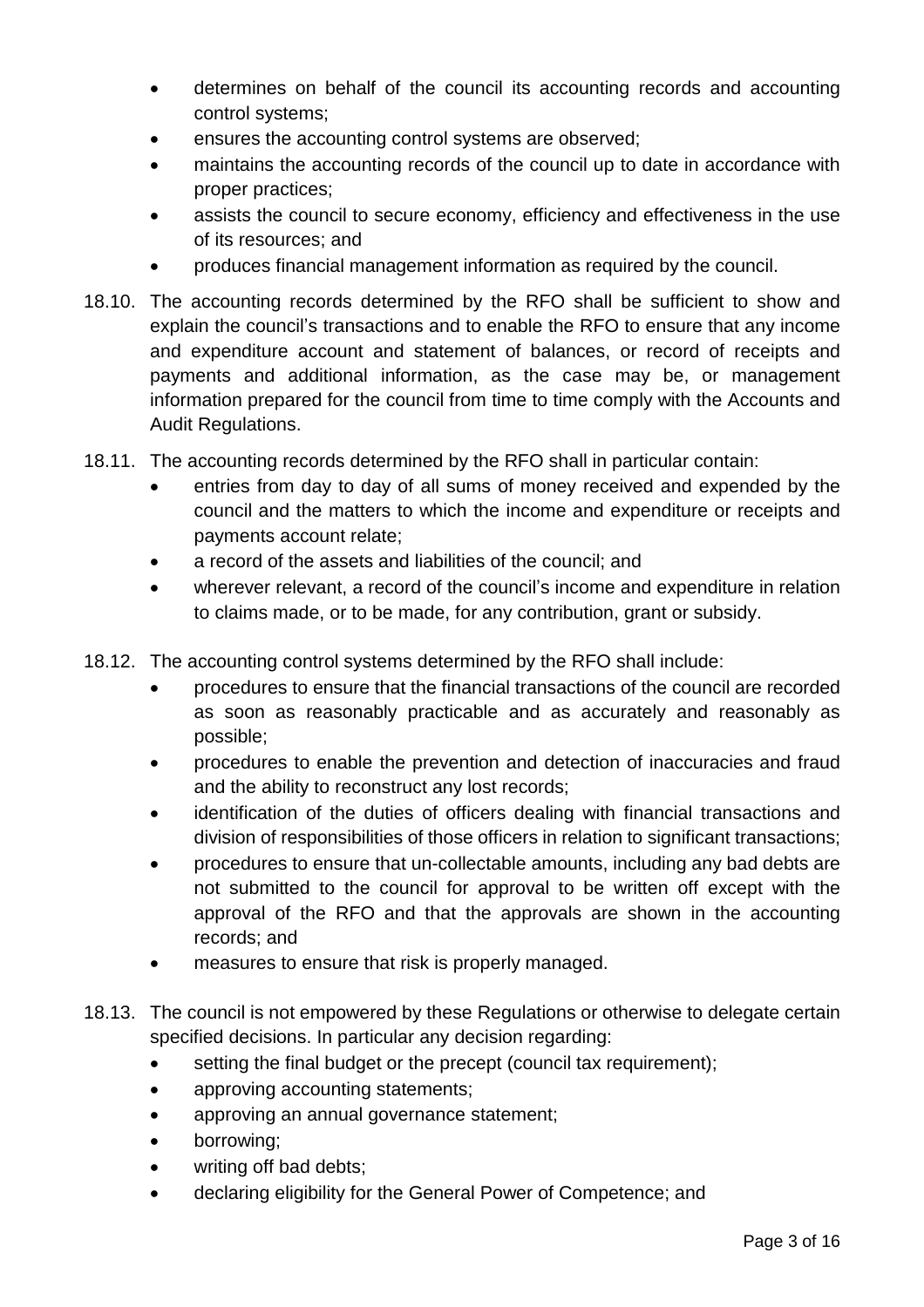- determines on behalf of the council its accounting records and accounting control systems;
- ensures the accounting control systems are observed;
- maintains the accounting records of the council up to date in accordance with proper practices;
- assists the council to secure economy, efficiency and effectiveness in the use of its resources; and
- produces financial management information as required by the council.

18.10. The accounting records determined by the RFO shall be sufficient to show and explain the council's transactions and to enable the RFO to ensure that any income and expenditure account and statement of balances, or record of receipts and payments and additional information, as the case may be, or management information prepared for the council from time to time comply with the Accounts and Audit Regulations.

18.11. The accounting records determined by the RFO shall in particular contain:

- entries from day to day of all sums of money received and expended by the council and the matters to which the income and expenditure or receipts and payments account relate;
- a record of the assets and liabilities of the council; and
- wherever relevant, a record of the council's income and expenditure in relation to claims made, or to be made, for any contribution, grant or subsidy.

18.12. The accounting control systems determined by the RFO shall include:

- procedures to ensure that the financial transactions of the council are recorded as soon as reasonably practicable and as accurately and reasonably as possible;
- procedures to enable the prevention and detection of inaccuracies and fraud and the ability to reconstruct any lost records;
- identification of the duties of officers dealing with financial transactions and division of responsibilities of those officers in relation to significant transactions;
- procedures to ensure that un-collectable amounts, including any bad debts are not submitted to the council for approval to be written off except with the approval of the RFO and that the approvals are shown in the accounting records; and
- measures to ensure that risk is properly managed.

18.13. The council is not empowered by these Regulations or otherwise to delegate certain specified decisions. In particular any decision regarding:

- setting the final budget or the precept (council tax requirement);
- approving accounting statements;
- approving an annual governance statement;
- borrowing;
- writing off bad debts;
- declaring eligibility for the General Power of Competence; and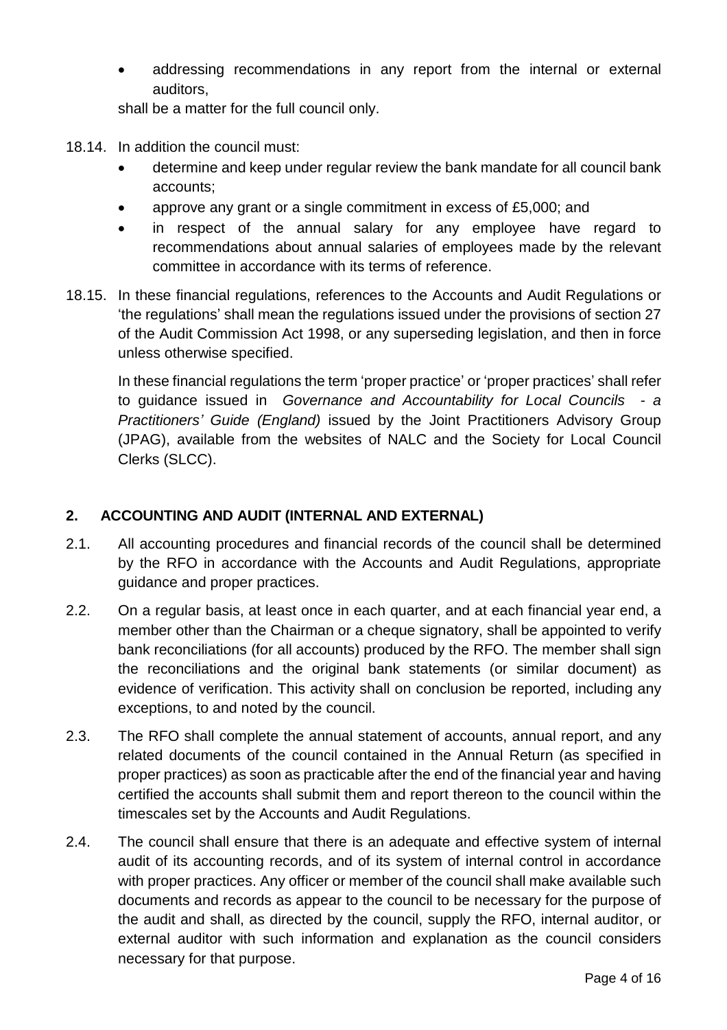- addressing recommendations in any report from the internal or external auditors,

shall be a matter for the full council only.

18.14. In addition the council must:

- determine and keep under regular review the bank mandate for all council bank accounts;
- approve any grant or a single commitment in excess of £5,000; and
- in respect of the annual salary for any employee have regard to recommendations about annual salaries of employees made by the relevant committee in accordance with its terms of reference.

18.15. In these financial regulations, references to the Accounts and Audit Regulations or 'the regulations' shall mean the regulations issued under the provisions of section 27 of the Audit Commission Act 1998, or any superseding legislation, and then in force unless otherwise specified.

In these financial regulations the term 'proper practice' or 'proper practices' shall refer to guidance issued in *Governance and Accountability for Local Councils - a Practitioners' Guide (England)* issued by the Joint Practitioners Advisory Group (JPAG), available from the websites of NALC and the Society for Local Council Clerks (SLCC).

## 2. ACCOUNTING AND AUDIT (INTERNAL AND EXTERNAL)

2.1. All accounting procedures and financial records of the council shall be determined by the RFO in accordance with the Accounts and Audit Regulations, appropriate guidance and proper practices.

2.2. On a regular basis, at least once in each quarter, and at each financial year end, a member other than the Chairman or a cheque signatory, shall be appointed to verify bank reconciliations (for all accounts) produced by the RFO. The member shall sign the reconciliations and the original bank statements (or similar document) as evidence of verification. This activity shall on conclusion be reported, including any exceptions, to and noted by the council.

2.3. The RFO shall complete the annual statement of accounts, annual report, and any related documents of the council contained in the Annual Return (as specified in proper practices) as soon as practicable after the end of the financial year and having certified the accounts shall submit them and report thereon to the council within the timescales set by the Accounts and Audit Regulations.

2.4. The council shall ensure that there is an adequate and effective system of internal audit of its accounting records, and of its system of internal control in accordance with proper practices. Any officer or member of the council shall make available such documents and records as appear to the council to be necessary for the purpose of the audit and shall, as directed by the council, supply the RFO, internal auditor, or external auditor with such information and explanation as the council considers necessary for that purpose.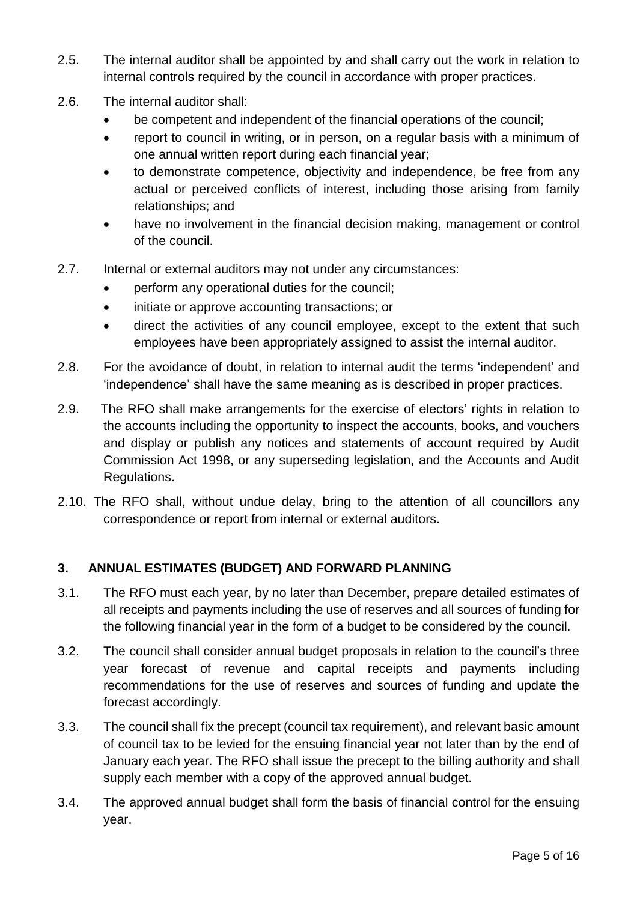2.5. The internal auditor shall be appointed by and shall carry out the work in relation to internal controls required by the council in accordance with proper practices.

2.6. The internal auditor shall:

- be competent and independent of the financial operations of the council;
- report to council in writing, or in person, on a regular basis with a minimum of one annual written report during each financial year;
- to demonstrate competence, objectivity and independence, be free from any actual or perceived conflicts of interest, including those arising from family relationships; and
- have no involvement in the financial decision making, management or control of the council.

2.7. Internal or external auditors may not under any circumstances:

- perform any operational duties for the council;
- initiate or approve accounting transactions; or
- direct the activities of any council employee, except to the extent that such employees have been appropriately assigned to assist the internal auditor.

2.8. For the avoidance of doubt, in relation to internal audit the terms 'independent' and 'independence' shall have the same meaning as is described in proper practices.

2.9. The RFO shall make arrangements for the exercise of electors' rights in relation to the accounts including the opportunity to inspect the accounts, books, and vouchers and display or publish any notices and statements of account required by Audit Commission Act 1998, or any superseding legislation, and the Accounts and Audit Regulations.

2.10. The RFO shall, without undue delay, bring to the attention of all councillors any correspondence or report from internal or external auditors.

## 3. ANNUAL ESTIMATES (BUDGET) AND FORWARD PLANNING

3.1. The RFO must each year, by no later than December, prepare detailed estimates of all receipts and payments including the use of reserves and all sources of funding for the following financial year in the form of a budget to be considered by the council.

3.2. The council shall consider annual budget proposals in relation to the council's three year forecast of revenue and capital receipts and payments including recommendations for the use of reserves and sources of funding and update the forecast accordingly.

3.3. The council shall fix the precept (council tax requirement), and relevant basic amount of council tax to be levied for the ensuing financial year not later than by the end of January each year. The RFO shall issue the precept to the billing authority and shall supply each member with a copy of the approved annual budget.

3.4. The approved annual budget shall form the basis of financial control for the ensuing year.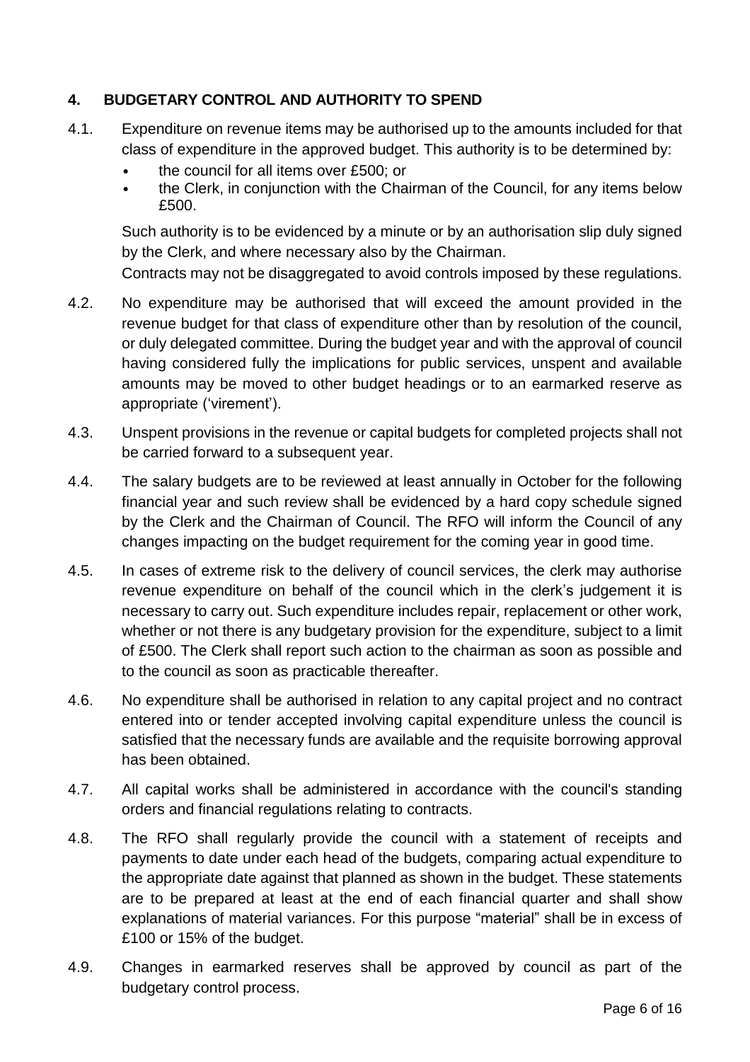## 4. BUDGETARY CONTROL AND AUTHORITY TO SPEND

4.1. Expenditure on revenue items may be authorised up to the amounts included for that class of expenditure in the approved budget. This authority is to be determined by:

- the council for all items over £500; or
- the Clerk, in conjunction with the Chairman of the Council, for any items below £500.

Such authority is to be evidenced by a minute or by an authorisation slip duly signed by the Clerk, and where necessary also by the Chairman.

Contracts may not be disaggregated to avoid controls imposed by these regulations.

4.2. No expenditure may be authorised that will exceed the amount provided in the revenue budget for that class of expenditure other than by resolution of the council, or duly delegated committee. During the budget year and with the approval of council having considered fully the implications for public services, unspent and available amounts may be moved to other budget headings or to an earmarked reserve as appropriate ('virement').

4.3. Unspent provisions in the revenue or capital budgets for completed projects shall not be carried forward to a subsequent year.

4.4. The salary budgets are to be reviewed at least annually in October for the following financial year and such review shall be evidenced by a hard copy schedule signed by the Clerk and the Chairman of Council. The RFO will inform the Council of any changes impacting on the budget requirement for the coming year in good time.

4.5. In cases of extreme risk to the delivery of council services, the clerk may authorise revenue expenditure on behalf of the council which in the clerk's judgement it is necessary to carry out. Such expenditure includes repair, replacement or other work, whether or not there is any budgetary provision for the expenditure, subject to a limit of £500. The Clerk shall report such action to the chairman as soon as possible and to the council as soon as practicable thereafter.

4.6. No expenditure shall be authorised in relation to any capital project and no contract entered into or tender accepted involving capital expenditure unless the council is satisfied that the necessary funds are available and the requisite borrowing approval has been obtained.

4.7. All capital works shall be administered in accordance with the council's standing orders and financial regulations relating to contracts.

4.8. The RFO shall regularly provide the council with a statement of receipts and payments to date under each head of the budgets, comparing actual expenditure to the appropriate date against that planned as shown in the budget. These statements are to be prepared at least at the end of each financial quarter and shall show explanations of material variances. For this purpose "material" shall be in excess of £100 or 15% of the budget.

4.9. Changes in earmarked reserves shall be approved by council as part of the budgetary control process.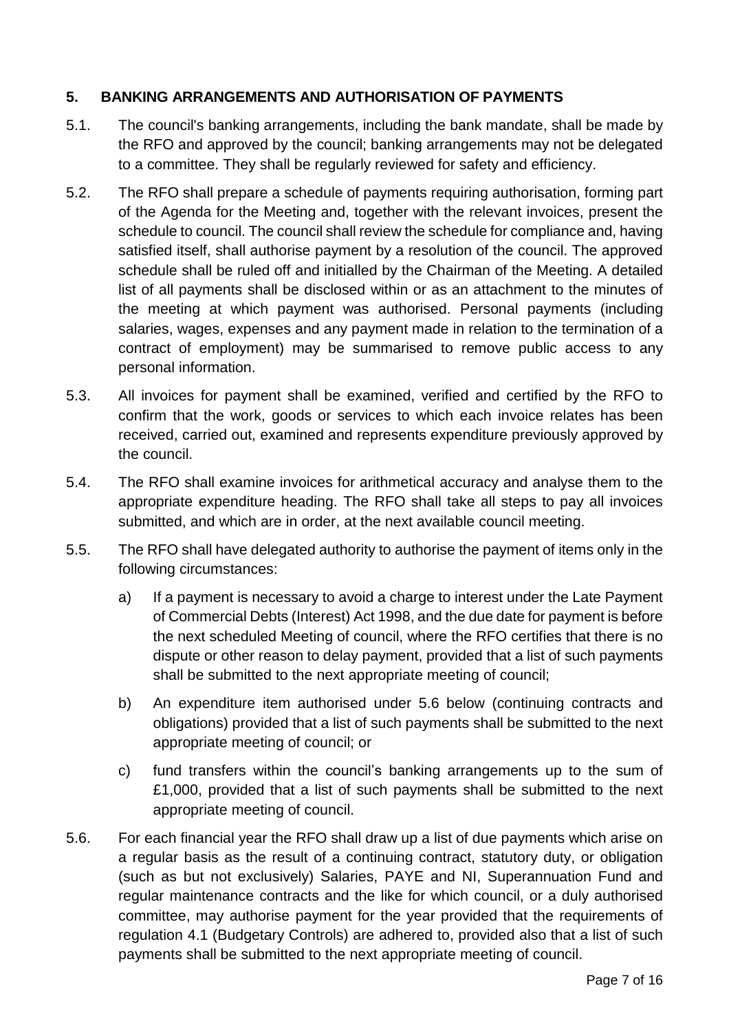## 5. BANKING ARRANGEMENTS AND AUTHORISATION OF PAYMENTS

5.1. The council's banking arrangements, including the bank mandate, shall be made by the RFO and approved by the council; banking arrangements may not be delegated to a committee. They shall be regularly reviewed for safety and efficiency.

5.2. The RFO shall prepare a schedule of payments requiring authorisation, forming part of the Agenda for the Meeting and, together with the relevant invoices, present the schedule to council. The council shall review the schedule for compliance and, having satisfied itself, shall authorise payment by a resolution of the council. The approved schedule shall be ruled off and initialled by the Chairman of the Meeting. A detailed list of all payments shall be disclosed within or as an attachment to the minutes of the meeting at which payment was authorised. Personal payments (including salaries, wages, expenses and any payment made in relation to the termination of a contract of employment) may be summarised to remove public access to any personal information.

5.3. All invoices for payment shall be examined, verified and certified by the RFO to confirm that the work, goods or services to which each invoice relates has been received, carried out, examined and represents expenditure previously approved by the council.

5.4. The RFO shall examine invoices for arithmetical accuracy and analyse them to the appropriate expenditure heading. The RFO shall take all steps to pay all invoices submitted, and which are in order, at the next available council meeting.

5.5. The RFO shall have delegated authority to authorise the payment of items only in the following circumstances:

a) If a payment is necessary to avoid a charge to interest under the Late Payment of Commercial Debts (Interest) Act 1998, and the due date for payment is before the next scheduled Meeting of council, where the RFO certifies that there is no dispute or other reason to delay payment, provided that a list of such payments shall be submitted to the next appropriate meeting of council;

b) An expenditure item authorised under 5.6 below (continuing contracts and obligations) provided that a list of such payments shall be submitted to the next appropriate meeting of council; or

c) fund transfers within the council's banking arrangements up to the sum of £1,000, provided that a list of such payments shall be submitted to the next appropriate meeting of council.

5.6. For each financial year the RFO shall draw up a list of due payments which arise on a regular basis as the result of a continuing contract, statutory duty, or obligation (such as but not exclusively) Salaries, PAYE and NI, Superannuation Fund and regular maintenance contracts and the like for which council, or a duly authorised committee, may authorise payment for the year provided that the requirements of regulation 4.1 (Budgetary Controls) are adhered to, provided also that a list of such payments shall be submitted to the next appropriate meeting of council.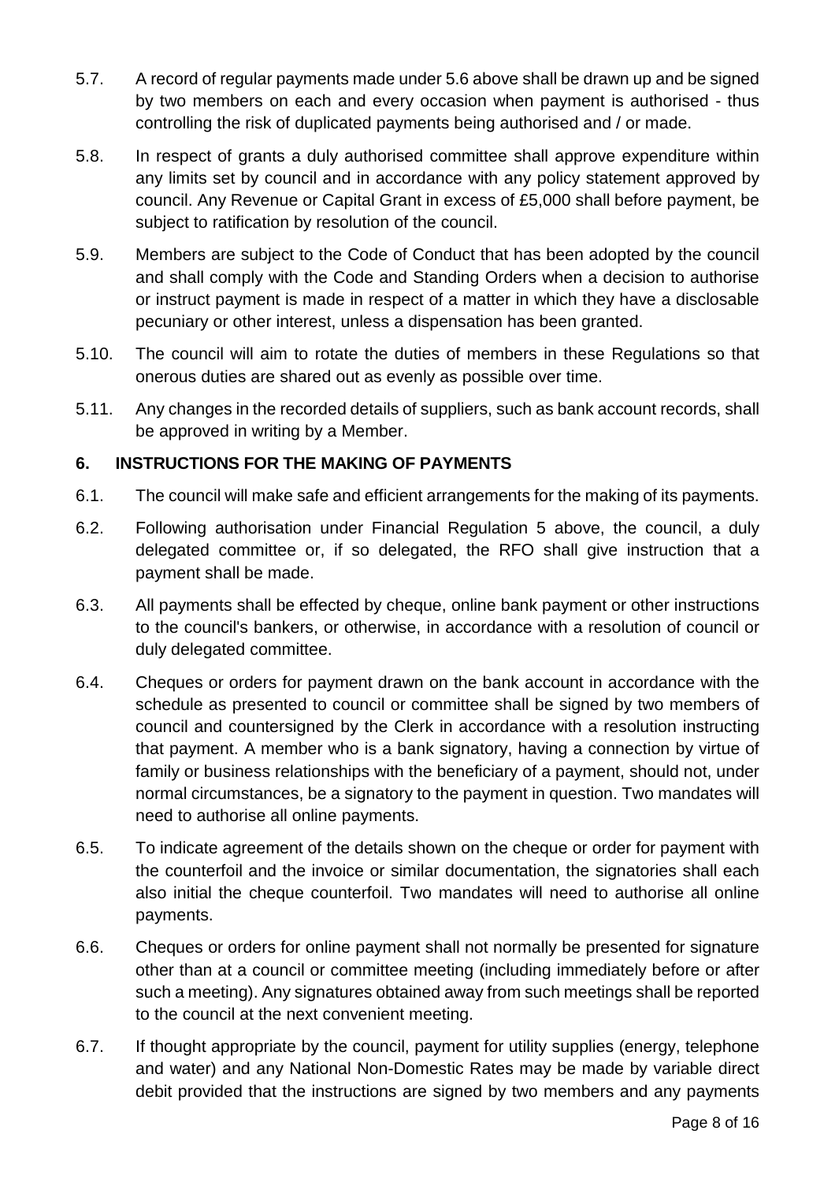5.7. A record of regular payments made under 5.6 above shall be drawn up and be signed by two members on each and every occasion when payment is authorised - thus controlling the risk of duplicated payments being authorised and / or made.

5.8. In respect of grants a duly authorised committee shall approve expenditure within any limits set by council and in accordance with any policy statement approved by council. Any Revenue or Capital Grant in excess of £5,000 shall before payment, be subject to ratification by resolution of the council.

5.9. Members are subject to the Code of Conduct that has been adopted by the council and shall comply with the Code and Standing Orders when a decision to authorise or instruct payment is made in respect of a matter in which they have a disclosable pecuniary or other interest, unless a dispensation has been granted.

5.10. The council will aim to rotate the duties of members in these Regulations so that onerous duties are shared out as evenly as possible over time.

5.11. Any changes in the recorded details of suppliers, such as bank account records, shall be approved in writing by a Member.

## 6. INSTRUCTIONS FOR THE MAKING OF PAYMENTS

6.1. The council will make safe and efficient arrangements for the making of its payments.

6.2. Following authorisation under Financial Regulation 5 above, the council, a duly delegated committee or, if so delegated, the RFO shall give instruction that a payment shall be made.

6.3. All payments shall be effected by cheque, online bank payment or other instructions to the council's bankers, or otherwise, in accordance with a resolution of council or duly delegated committee.

6.4. Cheques or orders for payment drawn on the bank account in accordance with the schedule as presented to council or committee shall be signed by two members of council and countersigned by the Clerk in accordance with a resolution instructing that payment. A member who is a bank signatory, having a connection by virtue of family or business relationships with the beneficiary of a payment, should not, under normal circumstances, be a signatory to the payment in question. Two mandates will need to authorise all online payments.

6.5. To indicate agreement of the details shown on the cheque or order for payment with the counterfoil and the invoice or similar documentation, the signatories shall each also initial the cheque counterfoil. Two mandates will need to authorise all online payments.

6.6. Cheques or orders for online payment shall not normally be presented for signature other than at a council or committee meeting (including immediately before or after such a meeting). Any signatures obtained away from such meetings shall be reported to the council at the next convenient meeting.

6.7. If thought appropriate by the council, payment for utility supplies (energy, telephone and water) and any National Non-Domestic Rates may be made by variable direct debit provided that the instructions are signed by two members and any payments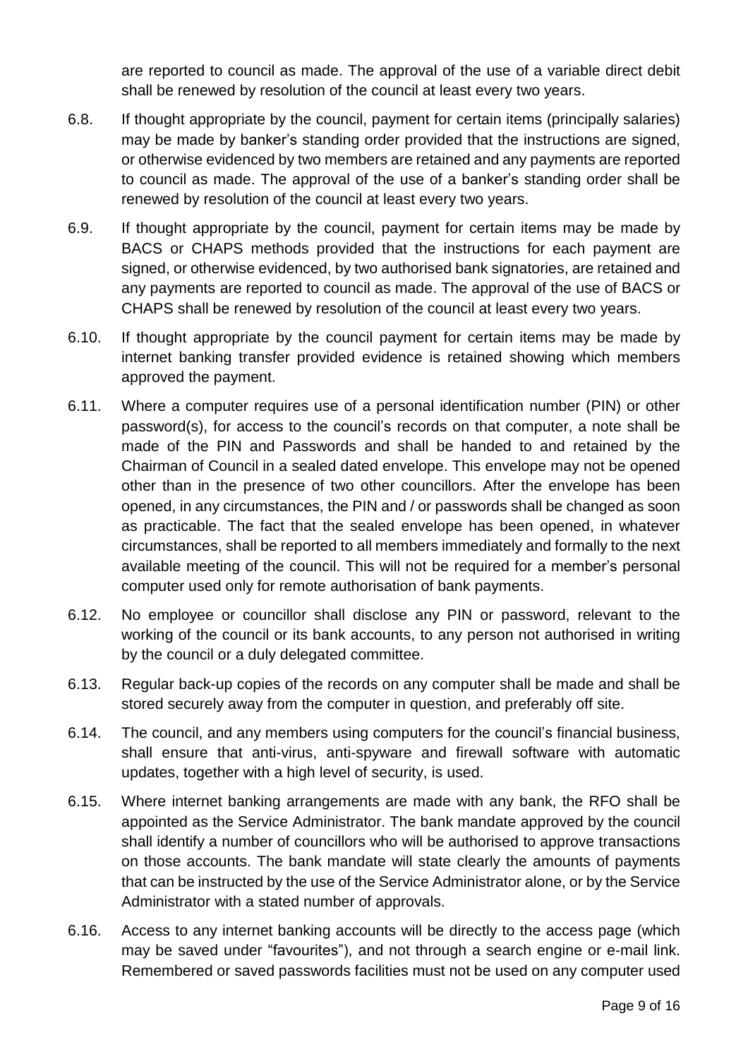are reported to council as made. The approval of the use of a variable direct debit shall be renewed by resolution of the council at least every two years.

6.8. If thought appropriate by the council, payment for certain items (principally salaries) may be made by banker's standing order provided that the instructions are signed, or otherwise evidenced by two members are retained and any payments are reported to council as made. The approval of the use of a banker's standing order shall be renewed by resolution of the council at least every two years.

6.9. If thought appropriate by the council, payment for certain items may be made by BACS or CHAPS methods provided that the instructions for each payment are signed, or otherwise evidenced, by two authorised bank signatories, are retained and any payments are reported to council as made. The approval of the use of BACS or CHAPS shall be renewed by resolution of the council at least every two years.

6.10. If thought appropriate by the council payment for certain items may be made by internet banking transfer provided evidence is retained showing which members approved the payment.

6.11. Where a computer requires use of a personal identification number (PIN) or other password(s), for access to the council's records on that computer, a note shall be made of the PIN and Passwords and shall be handed to and retained by the Chairman of Council in a sealed dated envelope. This envelope may not be opened other than in the presence of two other councillors. After the envelope has been opened, in any circumstances, the PIN and / or passwords shall be changed as soon as practicable. The fact that the sealed envelope has been opened, in whatever circumstances, shall be reported to all members immediately and formally to the next available meeting of the council. This will not be required for a member's personal computer used only for remote authorisation of bank payments.

6.12. No employee or councillor shall disclose any PIN or password, relevant to the working of the council or its bank accounts, to any person not authorised in writing by the council or a duly delegated committee.

6.13. Regular back-up copies of the records on any computer shall be made and shall be stored securely away from the computer in question, and preferably off site.

6.14. The council, and any members using computers for the council's financial business, shall ensure that anti-virus, anti-spyware and firewall software with automatic updates, together with a high level of security, is used.

6.15. Where internet banking arrangements are made with any bank, the RFO shall be appointed as the Service Administrator. The bank mandate approved by the council shall identify a number of councillors who will be authorised to approve transactions on those accounts. The bank mandate will state clearly the amounts of payments that can be instructed by the use of the Service Administrator alone, or by the Service Administrator with a stated number of approvals.

6.16. Access to any internet banking accounts will be directly to the access page (which may be saved under "favourites"), and not through a search engine or e-mail link. Remembered or saved passwords facilities must not be used on any computer used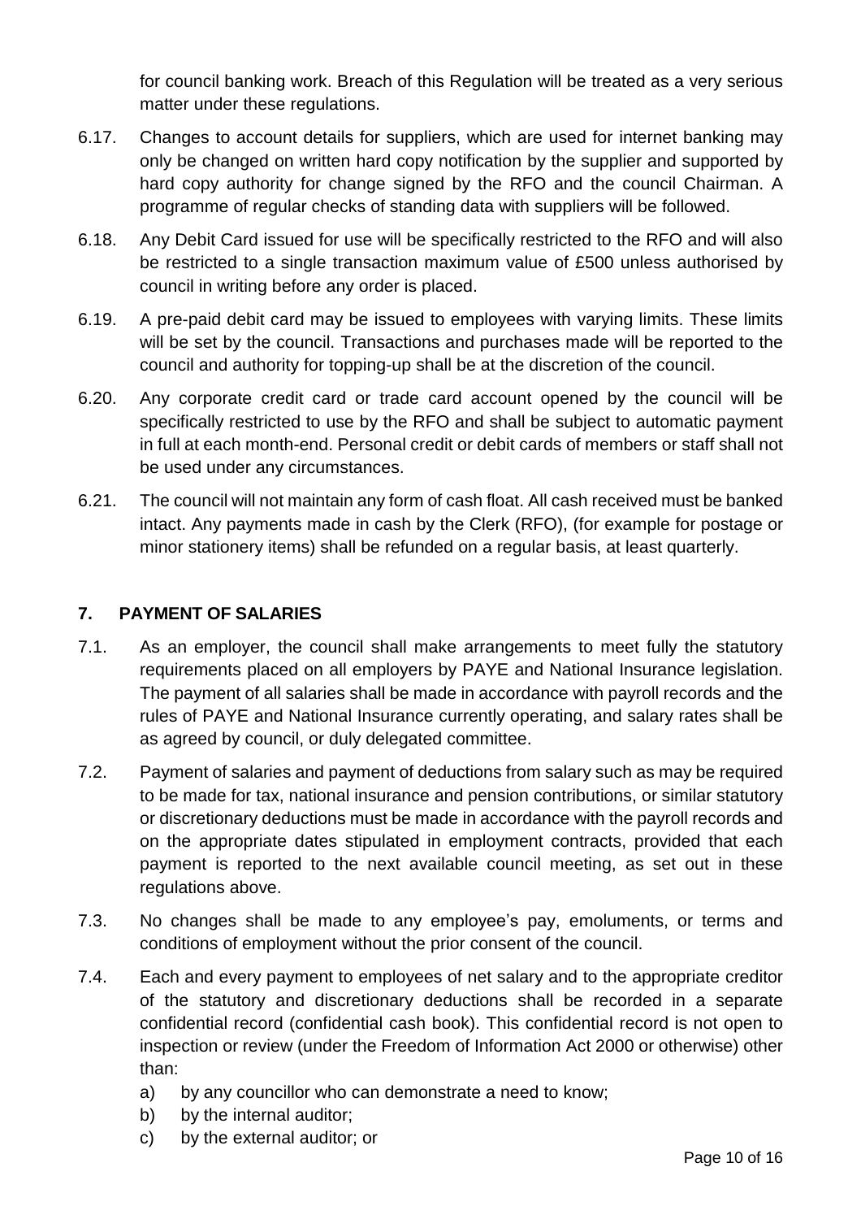for council banking work. Breach of this Regulation will be treated as a very serious matter under these regulations.

6.17. Changes to account details for suppliers, which are used for internet banking may only be changed on written hard copy notification by the supplier and supported by hard copy authority for change signed by the RFO and the council Chairman. A programme of regular checks of standing data with suppliers will be followed.

6.18. Any Debit Card issued for use will be specifically restricted to the RFO and will also be restricted to a single transaction maximum value of £500 unless authorised by council in writing before any order is placed.

6.19. A pre-paid debit card may be issued to employees with varying limits. These limits will be set by the council. Transactions and purchases made will be reported to the council and authority for topping-up shall be at the discretion of the council.

6.20. Any corporate credit card or trade card account opened by the council will be specifically restricted to use by the RFO and shall be subject to automatic payment in full at each month-end. Personal credit or debit cards of members or staff shall not be used under any circumstances.

6.21. The council will not maintain any form of cash float. All cash received must be banked intact. Any payments made in cash by the Clerk (RFO), (for example for postage or minor stationery items) shall be refunded on a regular basis, at least quarterly.

## 7. PAYMENT OF SALARIES

7.1. As an employer, the council shall make arrangements to meet fully the statutory requirements placed on all employers by PAYE and National Insurance legislation. The payment of all salaries shall be made in accordance with payroll records and the rules of PAYE and National Insurance currently operating, and salary rates shall be as agreed by council, or duly delegated committee.

7.2. Payment of salaries and payment of deductions from salary such as may be required to be made for tax, national insurance and pension contributions, or similar statutory or discretionary deductions must be made in accordance with the payroll records and on the appropriate dates stipulated in employment contracts, provided that each payment is reported to the next available council meeting, as set out in these regulations above.

7.3. No changes shall be made to any employee's pay, emoluments, or terms and conditions of employment without the prior consent of the council.

7.4. Each and every payment to employees of net salary and to the appropriate creditor of the statutory and discretionary deductions shall be recorded in a separate confidential record (confidential cash book). This confidential record is not open to inspection or review (under the Freedom of Information Act 2000 or otherwise) other than:

a) by any councillor who can demonstrate a need to know;
b) by the internal auditor;
c) by the external auditor; or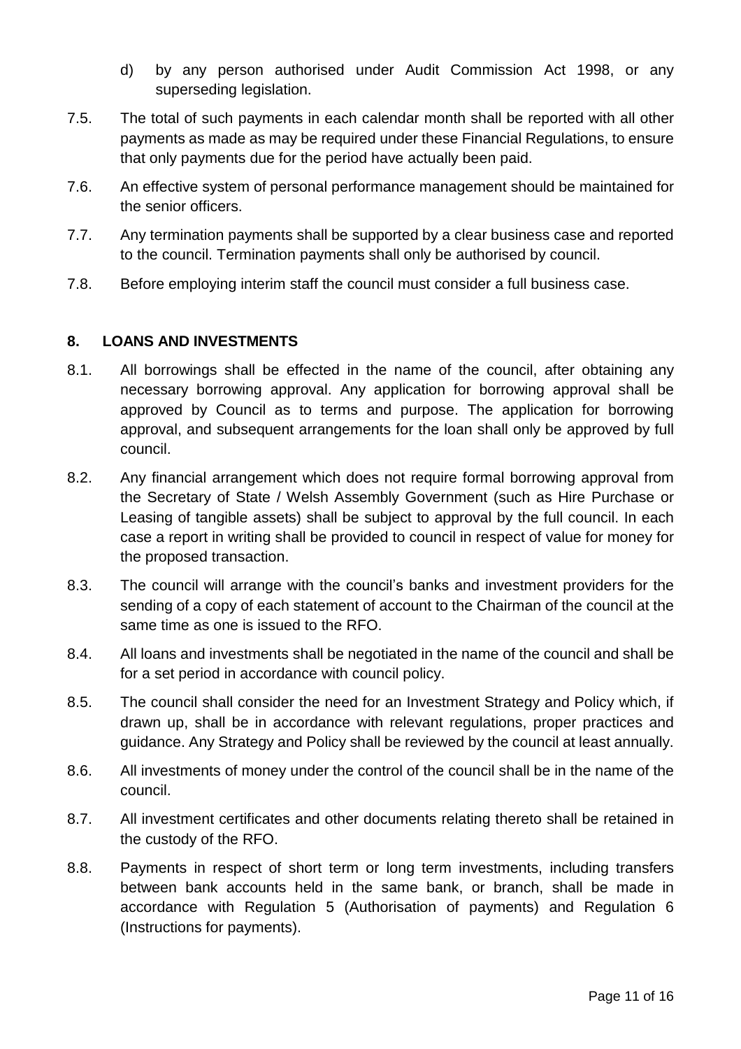d) by any person authorised under Audit Commission Act 1998, or any superseding legislation.

7.5. The total of such payments in each calendar month shall be reported with all other payments as made as may be required under these Financial Regulations, to ensure that only payments due for the period have actually been paid.

7.6. An effective system of personal performance management should be maintained for the senior officers.

7.7. Any termination payments shall be supported by a clear business case and reported to the council. Termination payments shall only be authorised by council.

7.8. Before employing interim staff the council must consider a full business case.

## 8. LOANS AND INVESTMENTS

8.1. All borrowings shall be effected in the name of the council, after obtaining any necessary borrowing approval. Any application for borrowing approval shall be approved by Council as to terms and purpose. The application for borrowing approval, and subsequent arrangements for the loan shall only be approved by full council.

8.2. Any financial arrangement which does not require formal borrowing approval from the Secretary of State / Welsh Assembly Government (such as Hire Purchase or Leasing of tangible assets) shall be subject to approval by the full council. In each case a report in writing shall be provided to council in respect of value for money for the proposed transaction.

8.3. The council will arrange with the council's banks and investment providers for the sending of a copy of each statement of account to the Chairman of the council at the same time as one is issued to the RFO.

8.4. All loans and investments shall be negotiated in the name of the council and shall be for a set period in accordance with council policy.

8.5. The council shall consider the need for an Investment Strategy and Policy which, if drawn up, shall be in accordance with relevant regulations, proper practices and guidance. Any Strategy and Policy shall be reviewed by the council at least annually.

8.6. All investments of money under the control of the council shall be in the name of the council.

8.7. All investment certificates and other documents relating thereto shall be retained in the custody of the RFO.

8.8. Payments in respect of short term or long term investments, including transfers between bank accounts held in the same bank, or branch, shall be made in accordance with Regulation 5 (Authorisation of payments) and Regulation 6 (Instructions for payments).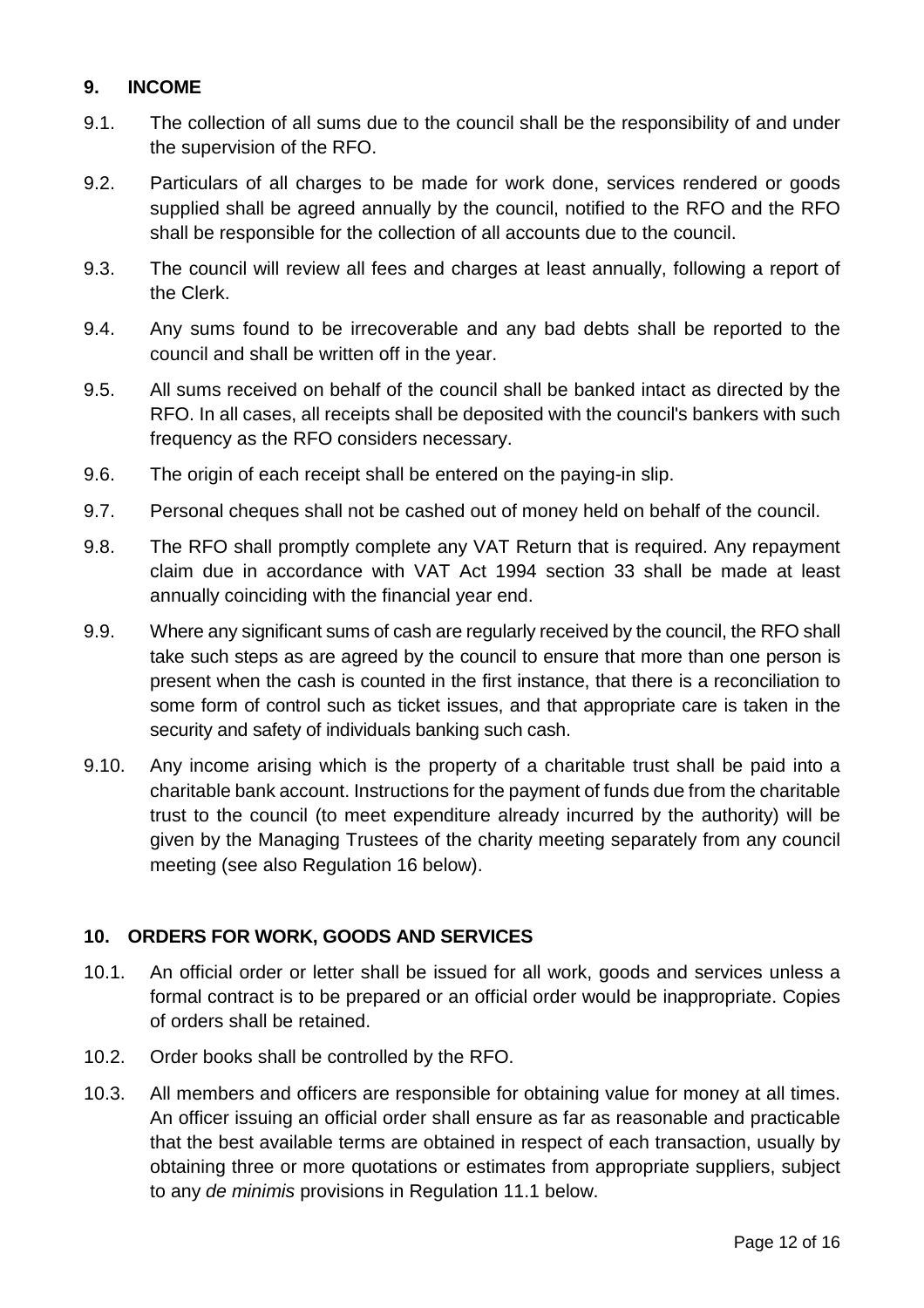## 9. INCOME

9.1. The collection of all sums due to the council shall be the responsibility of and under the supervision of the RFO.

9.2. Particulars of all charges to be made for work done, services rendered or goods supplied shall be agreed annually by the council, notified to the RFO and the RFO shall be responsible for the collection of all accounts due to the council.

9.3. The council will review all fees and charges at least annually, following a report of the Clerk.

9.4. Any sums found to be irrecoverable and any bad debts shall be reported to the council and shall be written off in the year.

9.5. All sums received on behalf of the council shall be banked intact as directed by the RFO. In all cases, all receipts shall be deposited with the council's bankers with such frequency as the RFO considers necessary.

9.6. The origin of each receipt shall be entered on the paying-in slip.

9.7. Personal cheques shall not be cashed out of money held on behalf of the council.

9.8. The RFO shall promptly complete any VAT Return that is required. Any repayment claim due in accordance with VAT Act 1994 section 33 shall be made at least annually coinciding with the financial year end.

9.9. Where any significant sums of cash are regularly received by the council, the RFO shall take such steps as are agreed by the council to ensure that more than one person is present when the cash is counted in the first instance, that there is a reconciliation to some form of control such as ticket issues, and that appropriate care is taken in the security and safety of individuals banking such cash.

9.10. Any income arising which is the property of a charitable trust shall be paid into a charitable bank account. Instructions for the payment of funds due from the charitable trust to the council (to meet expenditure already incurred by the authority) will be given by the Managing Trustees of the charity meeting separately from any council meeting (see also Regulation 16 below).

## 10. ORDERS FOR WORK, GOODS AND SERVICES

10.1. An official order or letter shall be issued for all work, goods and services unless a formal contract is to be prepared or an official order would be inappropriate. Copies of orders shall be retained.

10.2. Order books shall be controlled by the RFO.

10.3. All members and officers are responsible for obtaining value for money at all times. An officer issuing an official order shall ensure as far as reasonable and practicable that the best available terms are obtained in respect of each transaction, usually by obtaining three or more quotations or estimates from appropriate suppliers, subject to any *de minimis* provisions in Regulation 11.1 below.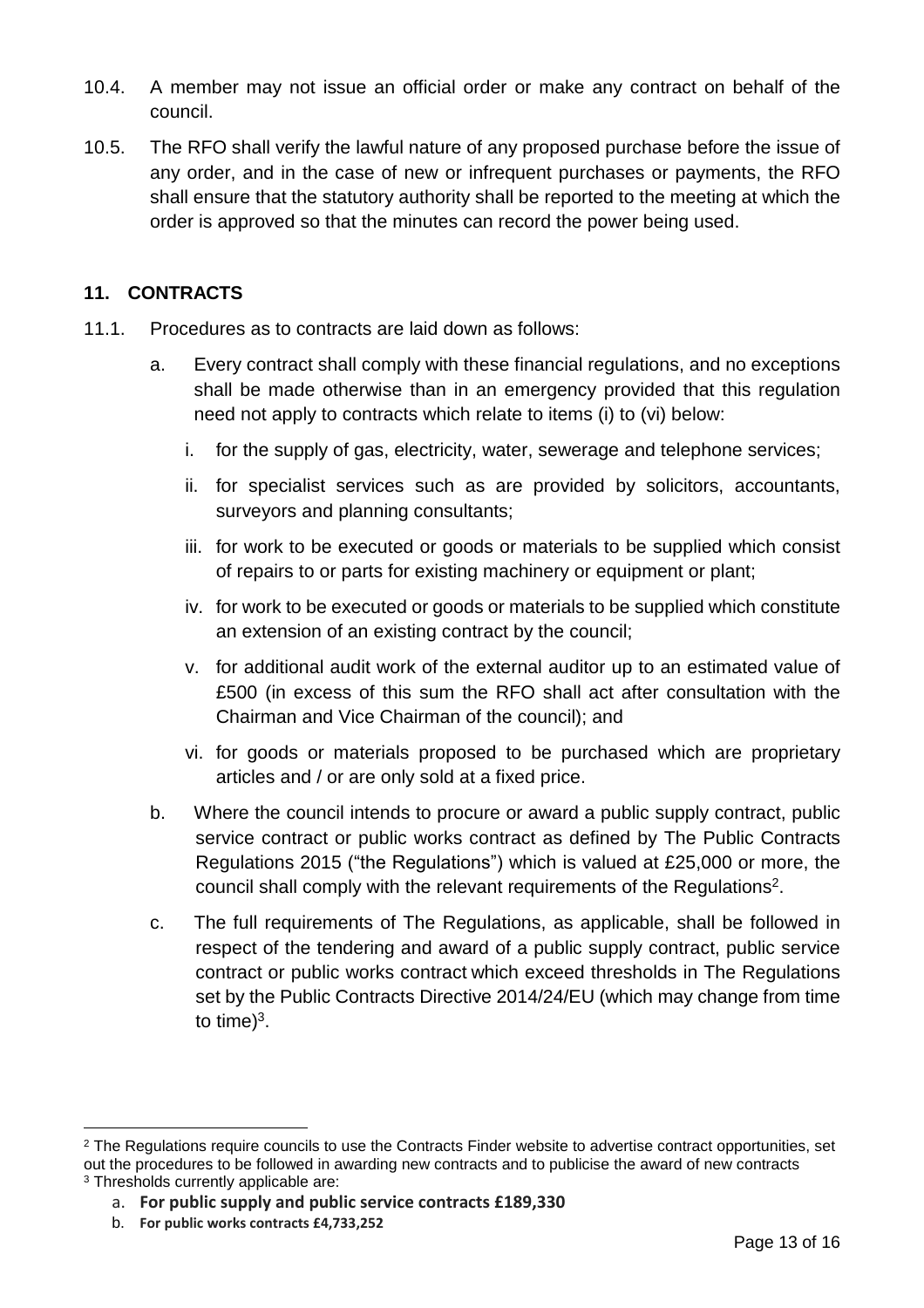10.4. A member may not issue an official order or make any contract on behalf of the council.

10.5. The RFO shall verify the lawful nature of any proposed purchase before the issue of any order, and in the case of new or infrequent purchases or payments, the RFO shall ensure that the statutory authority shall be reported to the meeting at which the order is approved so that the minutes can record the power being used.

## 11. CONTRACTS

11.1. Procedures as to contracts are laid down as follows:

a. Every contract shall comply with these financial regulations, and no exceptions shall be made otherwise than in an emergency provided that this regulation need not apply to contracts which relate to items (i) to (vi) below:

   i. for the supply of gas, electricity, water, sewerage and telephone services;

   ii. for specialist services such as are provided by solicitors, accountants, surveyors and planning consultants;

   iii. for work to be executed or goods or materials to be supplied which consist of repairs to or parts for existing machinery or equipment or plant;

   iv. for work to be executed or goods or materials to be supplied which constitute an extension of an existing contract by the council;

   v. for additional audit work of the external auditor up to an estimated value of £500 (in excess of this sum the RFO shall act after consultation with the Chairman and Vice Chairman of the council); and

   vi. for goods or materials proposed to be purchased which are proprietary articles and / or are only sold at a fixed price.

b. Where the council intends to procure or award a public supply contract, public service contract or public works contract as defined by The Public Contracts Regulations 2015 ("the Regulations") which is valued at £25,000 or more, the council shall comply with the relevant requirements of the Regulations[2].

c. The full requirements of The Regulations, as applicable, shall be followed in respect of the tendering and award of a public supply contract, public service contract or public works contract which exceed thresholds in The Regulations set by the Public Contracts Directive 2014/24/EU (which may change from time to time)[3].

---

[2] The Regulations require councils to use the Contracts Finder website to advertise contract opportunities, set out the procedures to be followed in awarding new contracts and to publicise the award of new contracts

[3] Thresholds currently applicable are:

a. **For public supply and public service contracts £189,330**

b. **For public works contracts £4,733,252**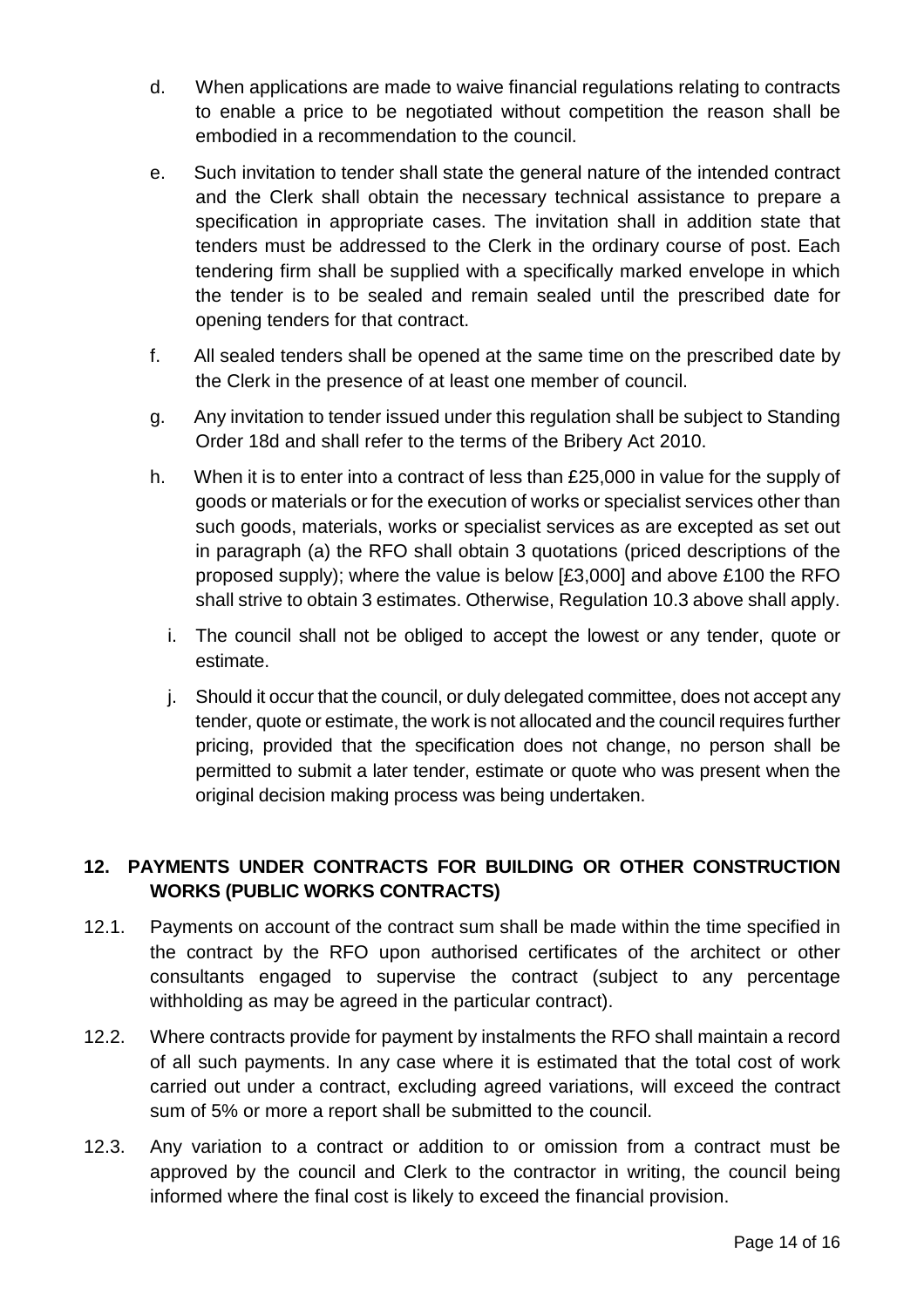d. When applications are made to waive financial regulations relating to contracts to enable a price to be negotiated without competition the reason shall be embodied in a recommendation to the council.

e. Such invitation to tender shall state the general nature of the intended contract and the Clerk shall obtain the necessary technical assistance to prepare a specification in appropriate cases. The invitation shall in addition state that tenders must be addressed to the Clerk in the ordinary course of post. Each tendering firm shall be supplied with a specifically marked envelope in which the tender is to be sealed and remain sealed until the prescribed date for opening tenders for that contract.

f. All sealed tenders shall be opened at the same time on the prescribed date by the Clerk in the presence of at least one member of council.

g. Any invitation to tender issued under this regulation shall be subject to Standing Order 18d and shall refer to the terms of the Bribery Act 2010.

h. When it is to enter into a contract of less than £25,000 in value for the supply of goods or materials or for the execution of works or specialist services other than such goods, materials, works or specialist services as are excepted as set out in paragraph (a) the RFO shall obtain 3 quotations (priced descriptions of the proposed supply); where the value is below [£3,000] and above £100 the RFO shall strive to obtain 3 estimates. Otherwise, Regulation 10.3 above shall apply.

i. The council shall not be obliged to accept the lowest or any tender, quote or estimate.

j. Should it occur that the council, or duly delegated committee, does not accept any tender, quote or estimate, the work is not allocated and the council requires further pricing, provided that the specification does not change, no person shall be permitted to submit a later tender, estimate or quote who was present when the original decision making process was being undertaken.

## 12. PAYMENTS UNDER CONTRACTS FOR BUILDING OR OTHER CONSTRUCTION WORKS (PUBLIC WORKS CONTRACTS)

12.1. Payments on account of the contract sum shall be made within the time specified in the contract by the RFO upon authorised certificates of the architect or other consultants engaged to supervise the contract (subject to any percentage withholding as may be agreed in the particular contract).

12.2. Where contracts provide for payment by instalments the RFO shall maintain a record of all such payments. In any case where it is estimated that the total cost of work carried out under a contract, excluding agreed variations, will exceed the contract sum of 5% or more a report shall be submitted to the council.

12.3. Any variation to a contract or addition to or omission from a contract must be approved by the council and Clerk to the contractor in writing, the council being informed where the final cost is likely to exceed the financial provision.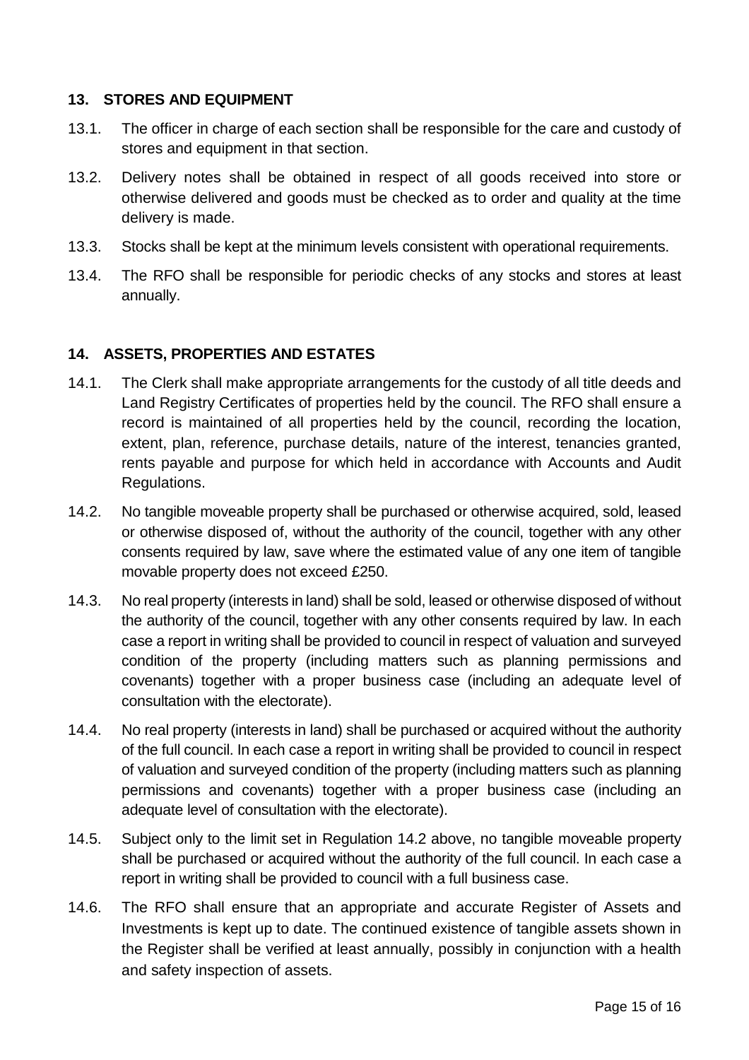## 13. STORES AND EQUIPMENT

13.1. The officer in charge of each section shall be responsible for the care and custody of stores and equipment in that section.

13.2. Delivery notes shall be obtained in respect of all goods received into store or otherwise delivered and goods must be checked as to order and quality at the time delivery is made.

13.3. Stocks shall be kept at the minimum levels consistent with operational requirements.

13.4. The RFO shall be responsible for periodic checks of any stocks and stores at least annually.

## 14. ASSETS, PROPERTIES AND ESTATES

14.1. The Clerk shall make appropriate arrangements for the custody of all title deeds and Land Registry Certificates of properties held by the council. The RFO shall ensure a record is maintained of all properties held by the council, recording the location, extent, plan, reference, purchase details, nature of the interest, tenancies granted, rents payable and purpose for which held in accordance with Accounts and Audit Regulations.

14.2. No tangible moveable property shall be purchased or otherwise acquired, sold, leased or otherwise disposed of, without the authority of the council, together with any other consents required by law, save where the estimated value of any one item of tangible movable property does not exceed £250.

14.3. No real property (interests in land) shall be sold, leased or otherwise disposed of without the authority of the council, together with any other consents required by law. In each case a report in writing shall be provided to council in respect of valuation and surveyed condition of the property (including matters such as planning permissions and covenants) together with a proper business case (including an adequate level of consultation with the electorate).

14.4. No real property (interests in land) shall be purchased or acquired without the authority of the full council. In each case a report in writing shall be provided to council in respect of valuation and surveyed condition of the property (including matters such as planning permissions and covenants) together with a proper business case (including an adequate level of consultation with the electorate).

14.5. Subject only to the limit set in Regulation 14.2 above, no tangible moveable property shall be purchased or acquired without the authority of the full council. In each case a report in writing shall be provided to council with a full business case.

14.6. The RFO shall ensure that an appropriate and accurate Register of Assets and Investments is kept up to date. The continued existence of tangible assets shown in the Register shall be verified at least annually, possibly in conjunction with a health and safety inspection of assets.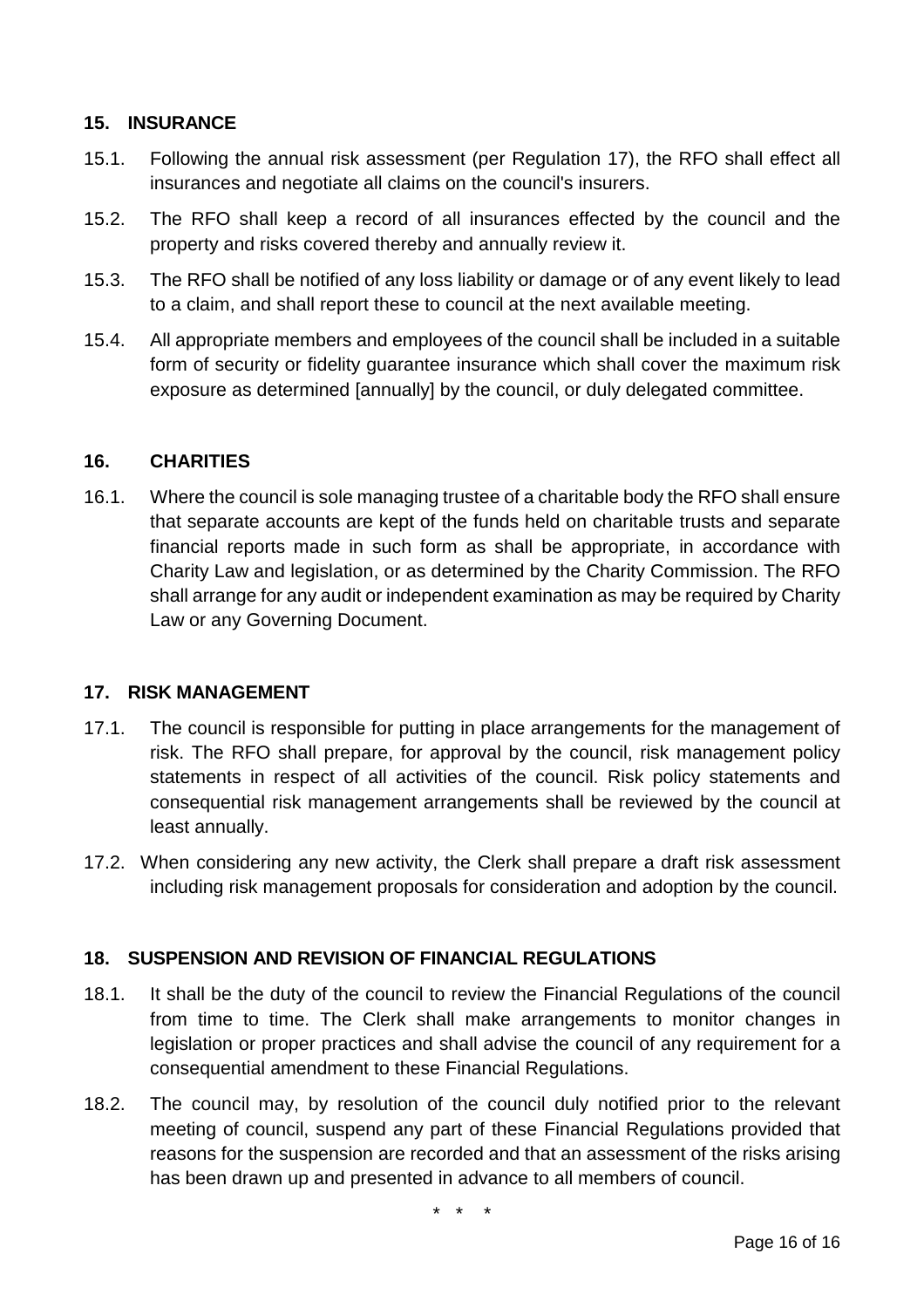## 15. INSURANCE

15.1. Following the annual risk assessment (per Regulation 17), the RFO shall effect all insurances and negotiate all claims on the council's insurers.

15.2. The RFO shall keep a record of all insurances effected by the council and the property and risks covered thereby and annually review it.

15.3. The RFO shall be notified of any loss liability or damage or of any event likely to lead to a claim, and shall report these to council at the next available meeting.

15.4. All appropriate members and employees of the council shall be included in a suitable form of security or fidelity guarantee insurance which shall cover the maximum risk exposure as determined [annually] by the council, or duly delegated committee.

## 16. CHARITIES

16.1. Where the council is sole managing trustee of a charitable body the RFO shall ensure that separate accounts are kept of the funds held on charitable trusts and separate financial reports made in such form as shall be appropriate, in accordance with Charity Law and legislation, or as determined by the Charity Commission. The RFO shall arrange for any audit or independent examination as may be required by Charity Law or any Governing Document.

## 17. RISK MANAGEMENT

17.1. The council is responsible for putting in place arrangements for the management of risk. The RFO shall prepare, for approval by the council, risk management policy statements in respect of all activities of the council. Risk policy statements and consequential risk management arrangements shall be reviewed by the council at least annually.

17.2. When considering any new activity, the Clerk shall prepare a draft risk assessment including risk management proposals for consideration and adoption by the council.

## 18. SUSPENSION AND REVISION OF FINANCIAL REGULATIONS

18.1. It shall be the duty of the council to review the Financial Regulations of the council from time to time. The Clerk shall make arrangements to monitor changes in legislation or proper practices and shall advise the council of any requirement for a consequential amendment to these Financial Regulations.

18.2. The council may, by resolution of the council duly notified prior to the relevant meeting of council, suspend any part of these Financial Regulations provided that reasons for the suspension are recorded and that an assessment of the risks arising has been drawn up and presented in advance to all members of council.

\* \* \*